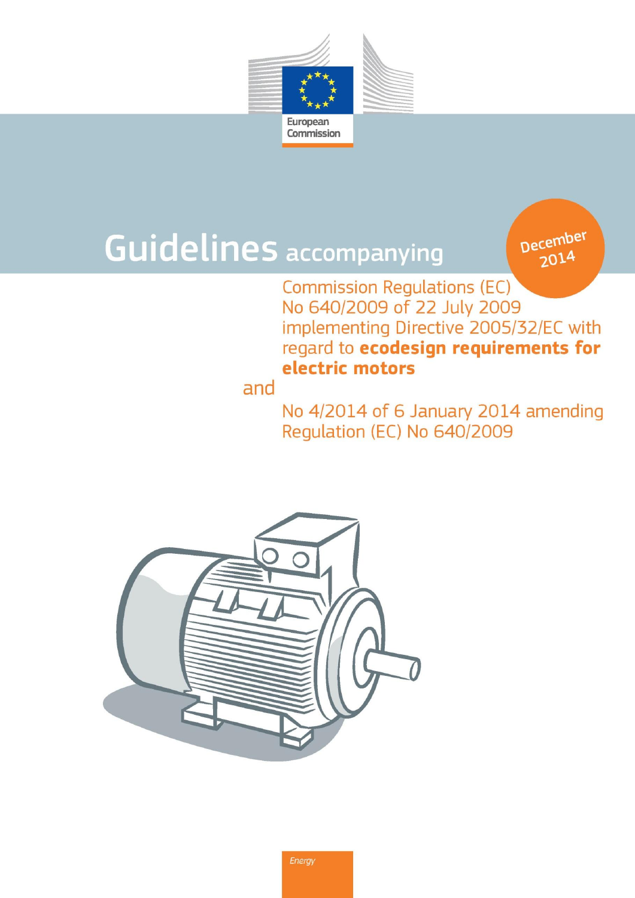European Commission

December 2014

# Guidelines accompanying

Commission Regulations (EC) No 640/2009 of 22 July 2009 implementing Directive 2005/32/EC with regard to **ecodesign requirements for electric motors**

and

No 4/2014 of 6 January 2014 amending Regulation (EC) No 640/2009

*Energy*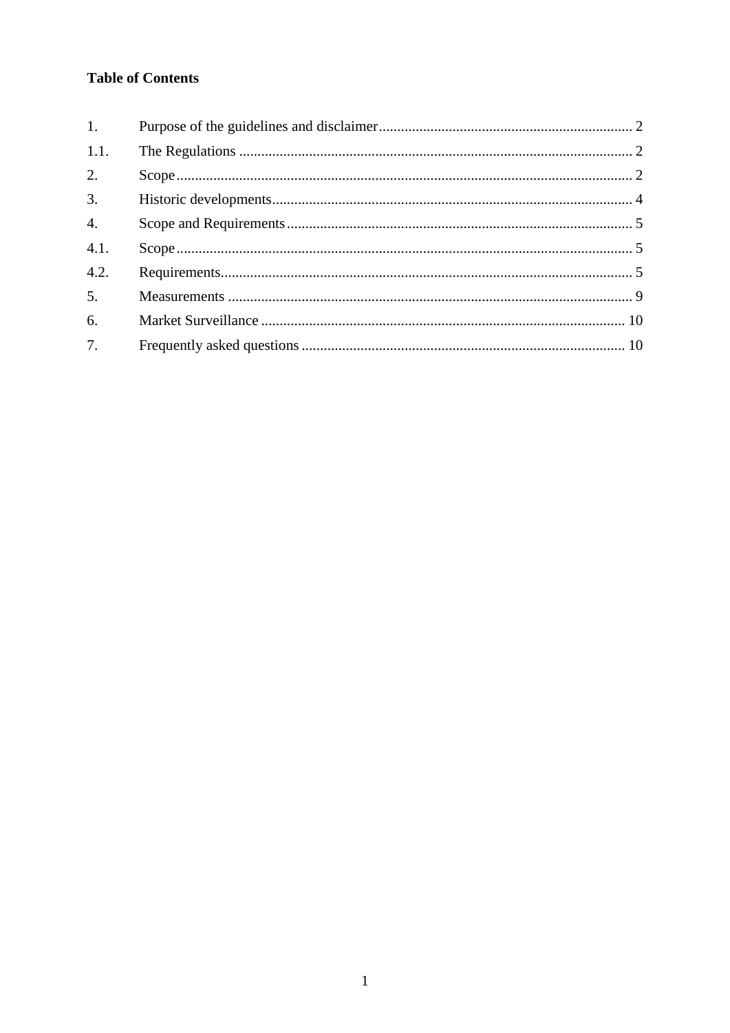**Table of Contents**

| | | |
|---|---|---|
| 1. | Purpose of the guidelines and disclaimer | 2 |
| 1.1. | The Regulations | 2 |
| 2. | Scope | 2 |
| 3. | Historic developments | 4 |
| 4. | Scope and Requirements | 5 |
| 4.1. | Scope | 5 |
| 4.2. | Requirements | 5 |
| 5. | Measurements | 9 |
| 6. | Market Surveillance | 10 |
| 7. | Frequently asked questions | 10 |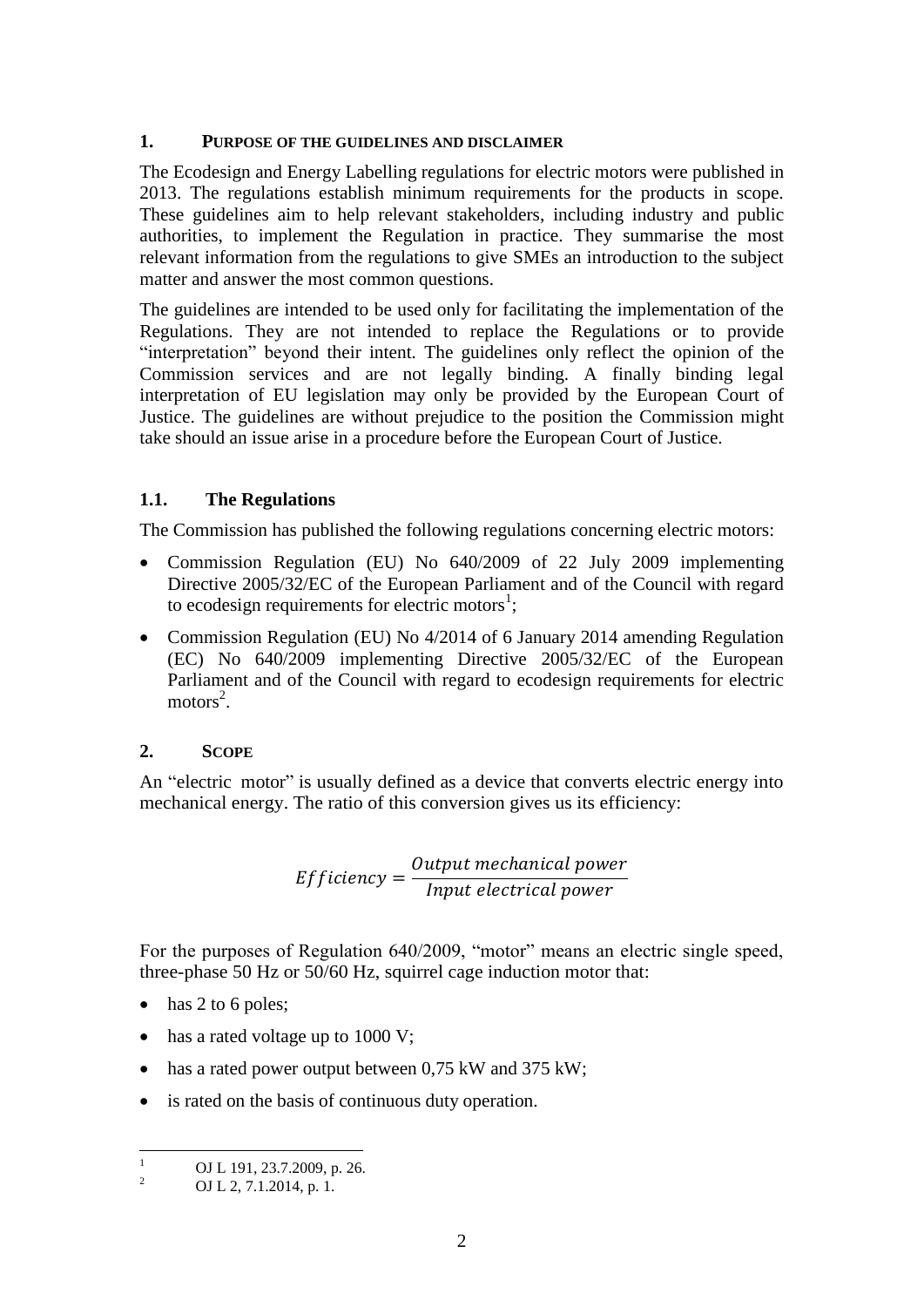## 1. PURPOSE OF THE GUIDELINES AND DISCLAIMER

The Ecodesign and Energy Labelling regulations for electric motors were published in 2013. The regulations establish minimum requirements for the products in scope. These guidelines aim to help relevant stakeholders, including industry and public authorities, to implement the Regulation in practice. They summarise the most relevant information from the regulations to give SMEs an introduction to the subject matter and answer the most common questions.

The guidelines are intended to be used only for facilitating the implementation of the Regulations. They are not intended to replace the Regulations or to provide "interpretation" beyond their intent. The guidelines only reflect the opinion of the Commission services and are not legally binding. A finally binding legal interpretation of EU legislation may only be provided by the European Court of Justice. The guidelines are without prejudice to the position the Commission might take should an issue arise in a procedure before the European Court of Justice.

### 1.1. The Regulations

The Commission has published the following regulations concerning electric motors:

- Commission Regulation (EU) No 640/2009 of 22 July 2009 implementing Directive 2005/32/EC of the European Parliament and of the Council with regard to ecodesign requirements for electric motors[1];
- Commission Regulation (EU) No 4/2014 of 6 January 2014 amending Regulation (EC) No 640/2009 implementing Directive 2005/32/EC of the European Parliament and of the Council with regard to ecodesign requirements for electric motors[2].

## 2. SCOPE

An "electric motor" is usually defined as a device that converts electric energy into mechanical energy. The ratio of this conversion gives us its efficiency:

$$Efficiency = \frac{Output\ mechanical\ power}{Input\ electrical\ power}$$

For the purposes of Regulation 640/2009, "motor" means an electric single speed, three-phase 50 Hz or 50/60 Hz, squirrel cage induction motor that:

- has 2 to 6 poles;
- has a rated voltage up to 1000 V;
- has a rated power output between 0,75 kW and 375 kW;
- is rated on the basis of continuous duty operation.

---

[1] OJ L 191, 23.7.2009, p. 26.

[2] OJ L 2, 7.1.2014, p. 1.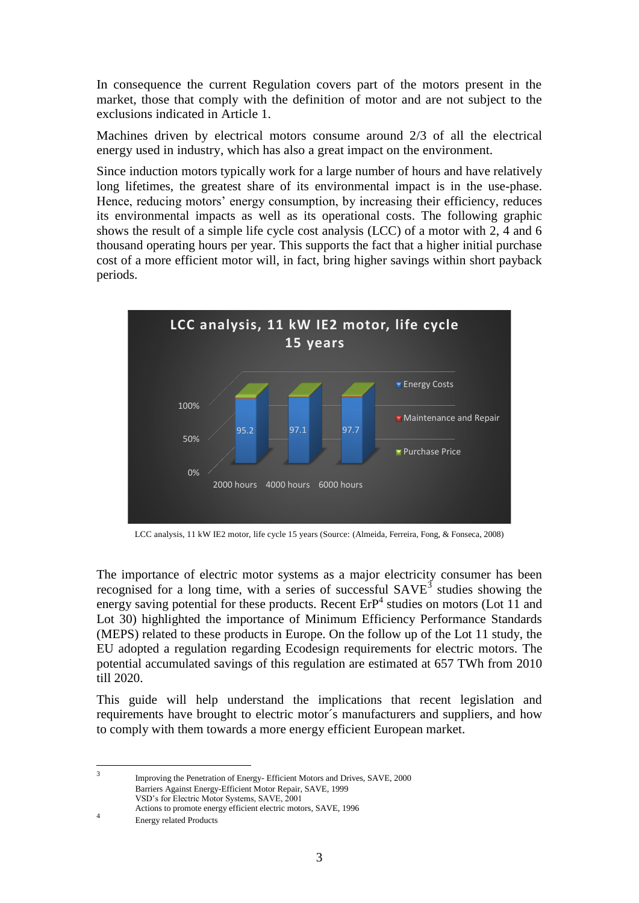In consequence the current Regulation covers part of the motors present in the market, those that comply with the definition of motor and are not subject to the exclusions indicated in Article 1.

Machines driven by electrical motors consume around 2/3 of all the electrical energy used in industry, which has also a great impact on the environment.

Since induction motors typically work for a large number of hours and have relatively long lifetimes, the greatest share of its environmental impact is in the use-phase. Hence, reducing motors' energy consumption, by increasing their efficiency, reduces its environmental impacts as well as its operational costs. The following graphic shows the result of a simple life cycle cost analysis (LCC) of a motor with 2, 4 and 6 thousand operating hours per year. This supports the fact that a higher initial purchase cost of a more efficient motor will, in fact, bring higher savings within short payback periods.

LCC analysis, 11 kW IE2 motor, life cycle 15 years (Source: (Almeida, Ferreira, Fong, & Fonseca, 2008)

The importance of electric motor systems as a major electricity consumer has been recognised for a long time, with a series of successful SAVE[3] studies showing the energy saving potential for these products. Recent ErP[4] studies on motors (Lot 11 and Lot 30) highlighted the importance of Minimum Efficiency Performance Standards (MEPS) related to these products in Europe. On the follow up of the Lot 11 study, the EU adopted a regulation regarding Ecodesign requirements for electric motors. The potential accumulated savings of this regulation are estimated at 657 TWh from 2010 till 2020.

This guide will help understand the implications that recent legislation and requirements have brought to electric motor´s manufacturers and suppliers, and how to comply with them towards a more energy efficient European market.

---

[3] Improving the Penetration of Energy- Efficient Motors and Drives, SAVE, 2000
Barriers Against Energy-Efficient Motor Repair, SAVE, 1999
VSD's for Electric Motor Systems, SAVE, 2001
Actions to promote energy efficient electric motors, SAVE, 1996

[4] Energy related Products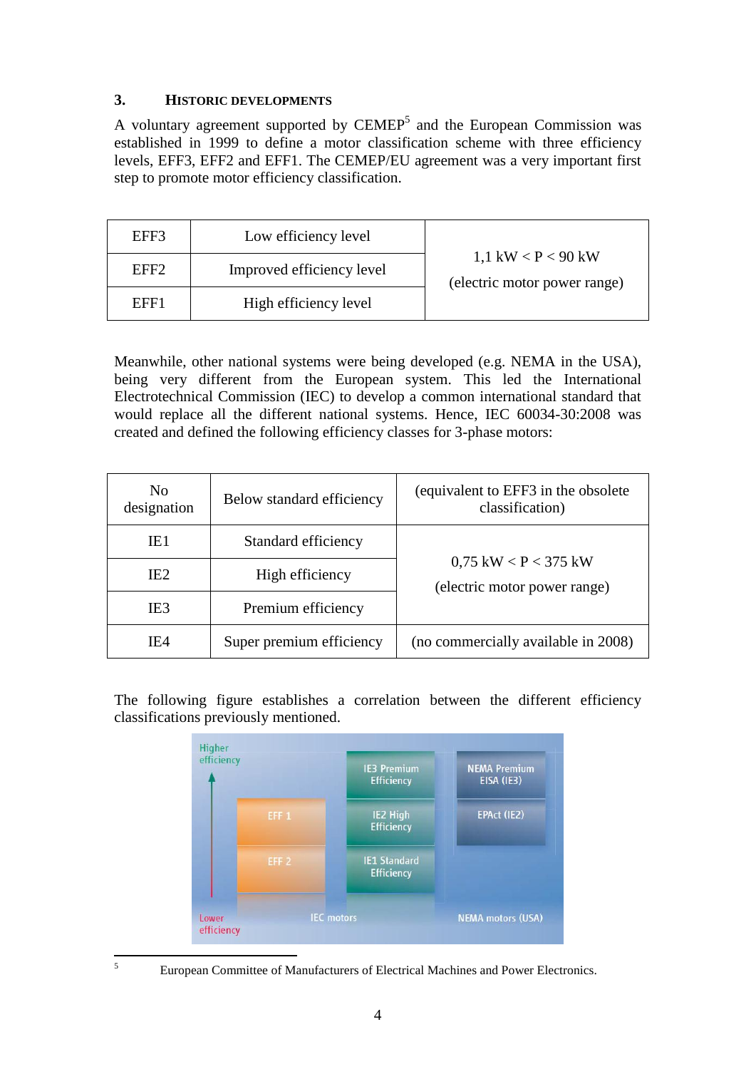## 3. HISTORIC DEVELOPMENTS

A voluntary agreement supported by CEMEP[5] and the European Commission was established in 1999 to define a motor classification scheme with three efficiency levels, EFF3, EFF2 and EFF1. The CEMEP/EU agreement was a very important first step to promote motor efficiency classification.

| | | |
|---|---|---|
| EFF3 | Low efficiency level | 1,1 kW < P < 90 kW (electric motor power range) |
| EFF2 | Improved efficiency level | |
| EFF1 | High efficiency level | |

Meanwhile, other national systems were being developed (e.g. NEMA in the USA), being very different from the European system. This led the International Electrotechnical Commission (IEC) to develop a common international standard that would replace all the different national systems. Hence, IEC 60034-30:2008 was created and defined the following efficiency classes for 3-phase motors:

| | | |
|---|---|---|
| No designation | Below standard efficiency | (equivalent to EFF3 in the obsolete classification) |
| IE1 | Standard efficiency | 0,75 kW < P < 375 kW (electric motor power range) |
| IE2 | High efficiency | |
| IE3 | Premium efficiency | |
| IE4 | Super premium efficiency | (no commercially available in 2008) |

The following figure establishes a correlation between the different efficiency classifications previously mentioned.

[5] European Committee of Manufacturers of Electrical Machines and Power Electronics.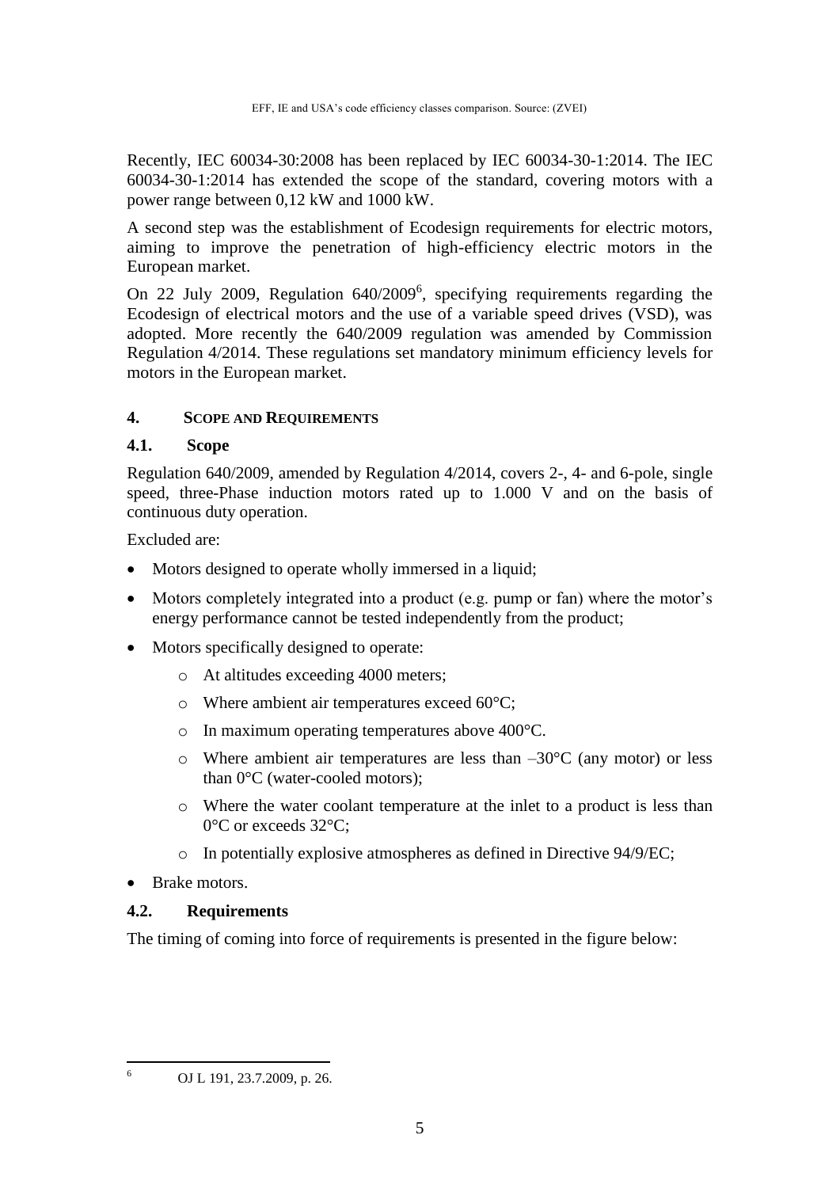EFF, IE and USA's code efficiency classes comparison. Source: (ZVEI)

Recently, IEC 60034-30:2008 has been replaced by IEC 60034-30-1:2014. The IEC 60034-30-1:2014 has extended the scope of the standard, covering motors with a power range between 0,12 kW and 1000 kW.

A second step was the establishment of Ecodesign requirements for electric motors, aiming to improve the penetration of high-efficiency electric motors in the European market.

On 22 July 2009, Regulation 640/2009[6], specifying requirements regarding the Ecodesign of electrical motors and the use of a variable speed drives (VSD), was adopted. More recently the 640/2009 regulation was amended by Commission Regulation 4/2014. These regulations set mandatory minimum efficiency levels for motors in the European market.

## 4. SCOPE AND REQUIREMENTS

### 4.1. Scope

Regulation 640/2009, amended by Regulation 4/2014, covers 2-, 4- and 6-pole, single speed, three-Phase induction motors rated up to 1.000 V and on the basis of continuous duty operation.

Excluded are:

- Motors designed to operate wholly immersed in a liquid;
- Motors completely integrated into a product (e.g. pump or fan) where the motor's energy performance cannot be tested independently from the product;
- Motors specifically designed to operate:
  - At altitudes exceeding 4000 meters;
  - Where ambient air temperatures exceed 60°C;
  - In maximum operating temperatures above 400°C.
  - Where ambient air temperatures are less than –30°C (any motor) or less than 0°C (water-cooled motors);
  - Where the water coolant temperature at the inlet to a product is less than 0°C or exceeds 32°C;
  - In potentially explosive atmospheres as defined in Directive 94/9/EC;
- Brake motors.

### 4.2. Requirements

The timing of coming into force of requirements is presented in the figure below:

[6] OJ L 191, 23.7.2009, p. 26.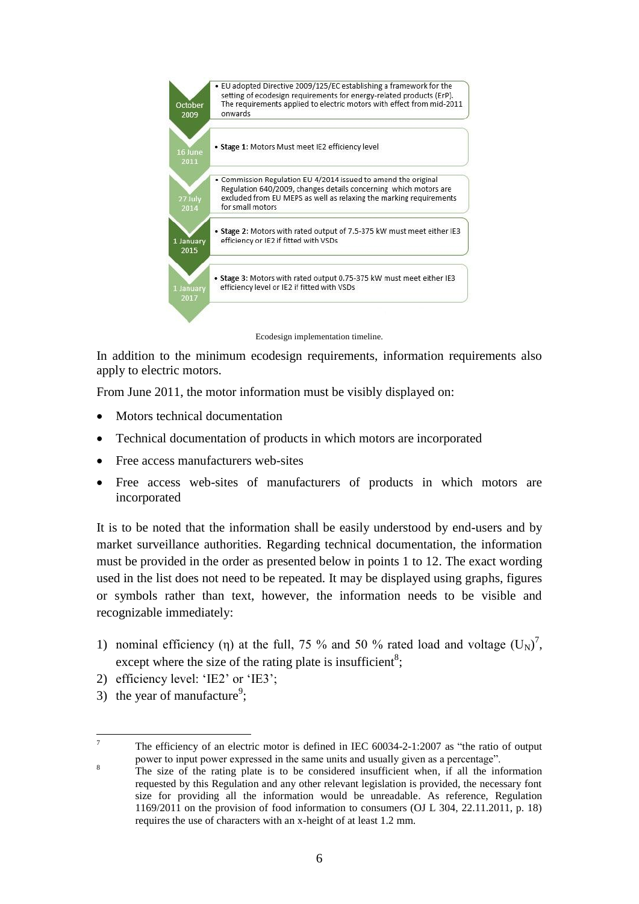| Date | Event |
|---|---|
| October 2009 | • EU adopted Directive 2009/125/EC establishing a framework for the setting of ecodesign requirements for energy-related products (ErP). The requirements applied to electric motors with effect from mid-2011 onwards |
| 16 June 2011 | • **Stage 1**: Motors Must meet IE2 efficiency level |
| 27 July 2014 | • Commission Regulation EU 4/2014 issued to amend the original Regulation 640/2009, changes details concerning which motors are excluded from EU MEPS as well as relaxing the marking requirements for small motors |
| 1 January 2015 | • **Stage 2**: Motors with rated output of 7.5-375 kW must meet either IE3 efficiency or IE2 if fitted with VSDs |
| 1 January 2017 | • **Stage 3**: Motors with rated output 0.75-375 kW must meet either IE3 efficiency level or IE2 if fitted with VSDs |

Ecodesign implementation timeline.

In addition to the minimum ecodesign requirements, information requirements also apply to electric motors.

From June 2011, the motor information must be visibly displayed on:

- Motors technical documentation
- Technical documentation of products in which motors are incorporated
- Free access manufacturers web-sites
- Free access web-sites of manufacturers of products in which motors are incorporated

It is to be noted that the information shall be easily understood by end-users and by market surveillance authorities. Regarding technical documentation, the information must be provided in the order as presented below in points 1 to 12. The exact wording used in the list does not need to be repeated. It may be displayed using graphs, figures or symbols rather than text, however, the information needs to be visible and recognizable immediately:

1) nominal efficiency ($\eta$) at the full, 75 % and 50 % rated load and voltage ($U_N$)[7], except where the size of the rating plate is insufficient[8];
2) efficiency level: 'IE2' or 'IE3';
3) the year of manufacture[9];

[7] The efficiency of an electric motor is defined in IEC 60034-2-1:2007 as "the ratio of output power to input power expressed in the same units and usually given as a percentage".

[8] The size of the rating plate is to be considered insufficient when, if all the information requested by this Regulation and any other relevant legislation is provided, the necessary font size for providing all the information would be unreadable. As reference, Regulation 1169/2011 on the provision of food information to consumers (OJ L 304, 22.11.2011, p. 18) requires the use of characters with an x-height of at least 1.2 mm.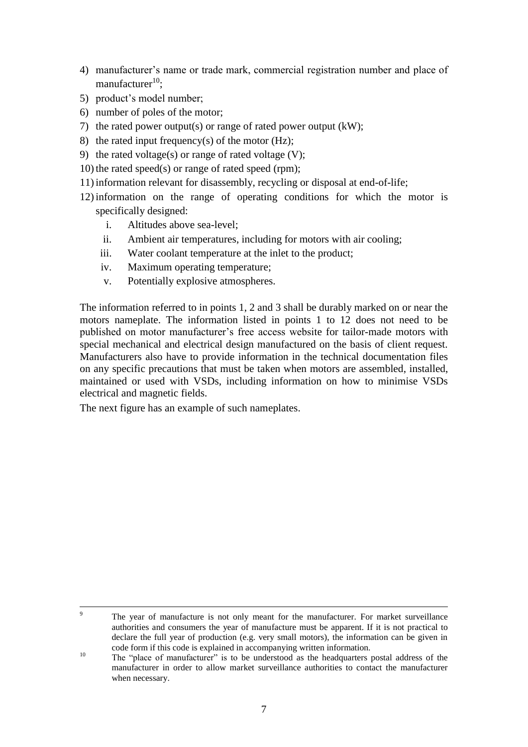4) manufacturer's name or trade mark, commercial registration number and place of manufacturer[10];
5) product's model number;
6) number of poles of the motor;
7) the rated power output(s) or range of rated power output (kW);
8) the rated input frequency(s) of the motor (Hz);
9) the rated voltage(s) or range of rated voltage (V);
10) the rated speed(s) or range of rated speed (rpm);
11) information relevant for disassembly, recycling or disposal at end-of-life;
12) information on the range of operating conditions for which the motor is specifically designed:
    i. Altitudes above sea-level;
    ii. Ambient air temperatures, including for motors with air cooling;
    iii. Water coolant temperature at the inlet to the product;
    iv. Maximum operating temperature;
    v. Potentially explosive atmospheres.

The information referred to in points 1, 2 and 3 shall be durably marked on or near the motors nameplate. The information listed in points 1 to 12 does not need to be published on motor manufacturer's free access website for tailor-made motors with special mechanical and electrical design manufactured on the basis of client request. Manufacturers also have to provide information in the technical documentation files on any specific precautions that must be taken when motors are assembled, installed, maintained or used with VSDs, including information on how to minimise VSDs electrical and magnetic fields.

The next figure has an example of such nameplates.

---

[9] The year of manufacture is not only meant for the manufacturer. For market surveillance authorities and consumers the year of manufacture must be apparent. If it is not practical to declare the full year of production (e.g. very small motors), the information can be given in code form if this code is explained in accompanying written information.

[10] The "place of manufacturer" is to be understood as the headquarters postal address of the manufacturer in order to allow market surveillance authorities to contact the manufacturer when necessary.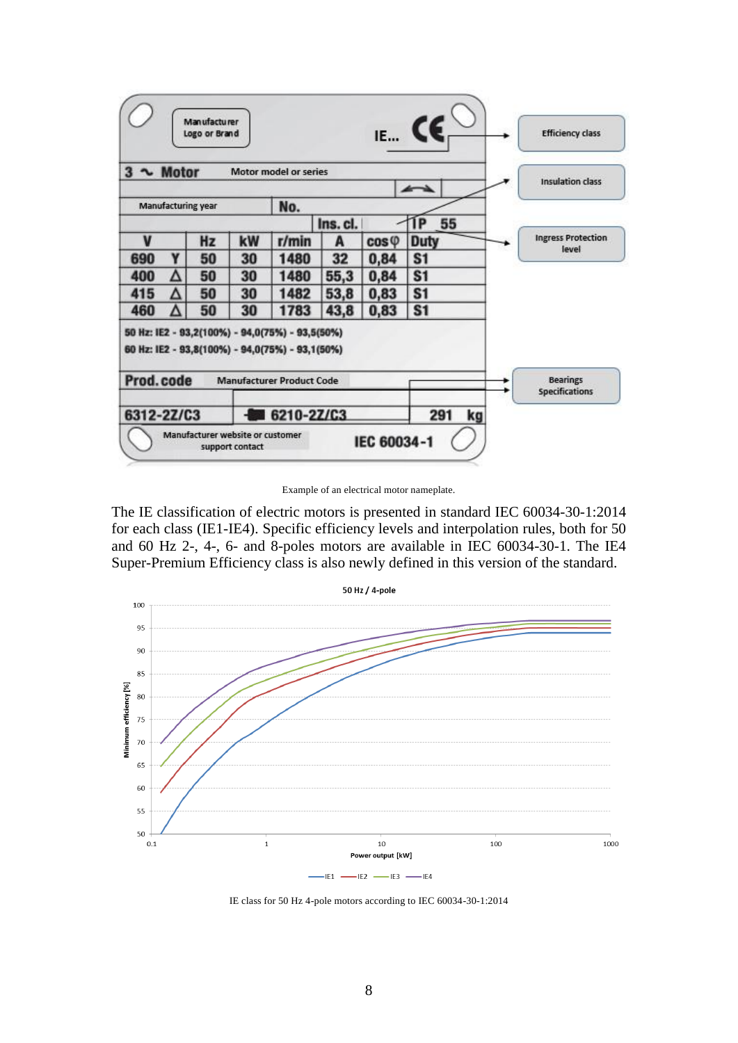Example of an electrical motor nameplate.

The IE classification of electric motors is presented in standard IEC 60034-30-1:2014 for each class (IE1-IE4). Specific efficiency levels and interpolation rules, both for 50 and 60 Hz 2-, 4-, 6- and 8-poles motors are available in IEC 60034-30-1. The IE4 Super-Premium Efficiency class is also newly defined in this version of the standard.

IE class for 50 Hz 4-pole motors according to IEC 60034-30-1:2014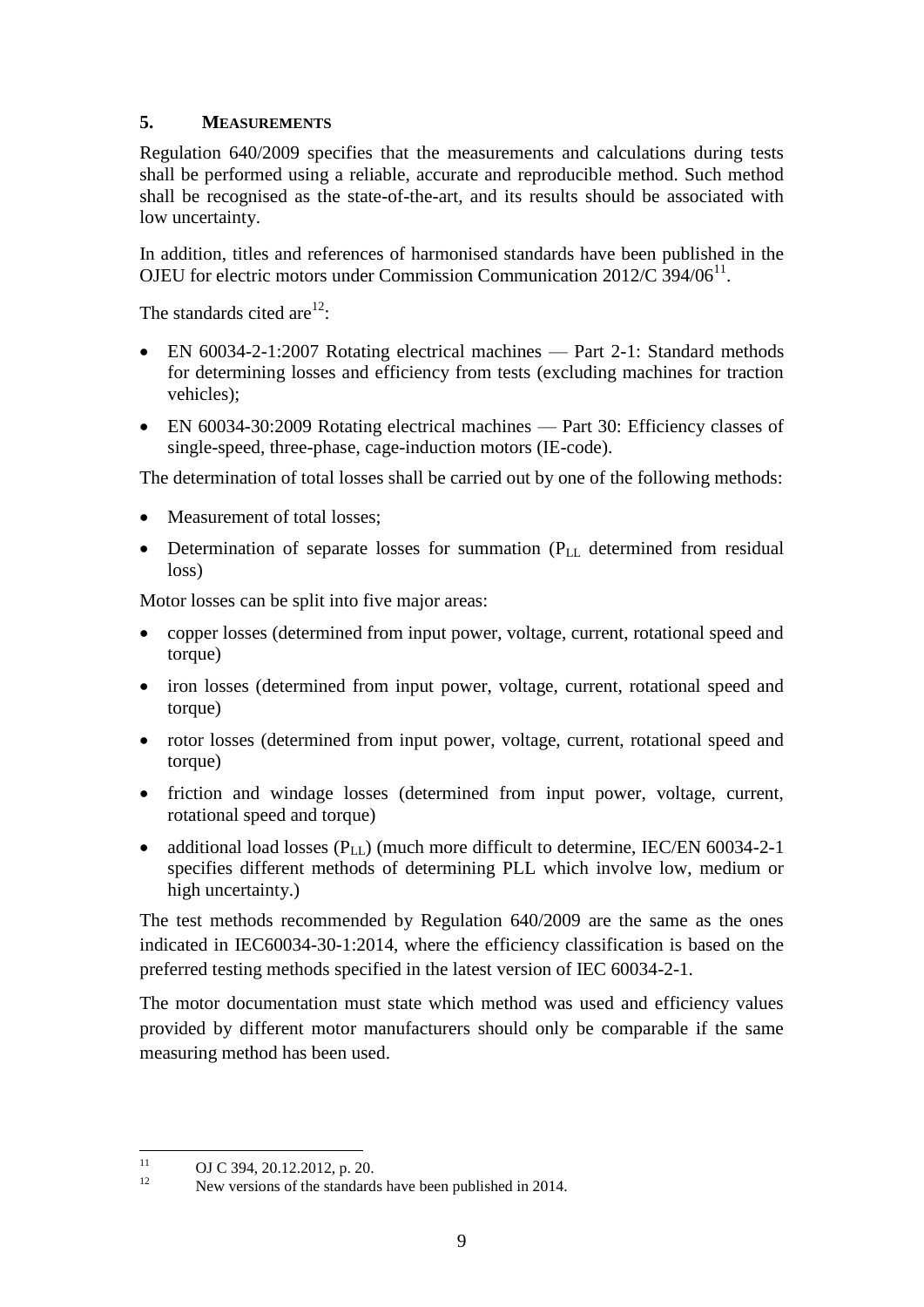## 5. MEASUREMENTS

Regulation 640/2009 specifies that the measurements and calculations during tests shall be performed using a reliable, accurate and reproducible method. Such method shall be recognised as the state-of-the-art, and its results should be associated with low uncertainty.

In addition, titles and references of harmonised standards have been published in the OJEU for electric motors under Commission Communication 2012/C 394/06[11].

The standards cited are[12]:

- EN 60034-2-1:2007 Rotating electrical machines — Part 2-1: Standard methods for determining losses and efficiency from tests (excluding machines for traction vehicles);
- EN 60034-30:2009 Rotating electrical machines — Part 30: Efficiency classes of single-speed, three-phase, cage-induction motors (IE-code).

The determination of total losses shall be carried out by one of the following methods:

- Measurement of total losses;
- Determination of separate losses for summation ($P_{LL}$ determined from residual loss)

Motor losses can be split into five major areas:

- copper losses (determined from input power, voltage, current, rotational speed and torque)
- iron losses (determined from input power, voltage, current, rotational speed and torque)
- rotor losses (determined from input power, voltage, current, rotational speed and torque)
- friction and windage losses (determined from input power, voltage, current, rotational speed and torque)
- additional load losses ($P_{LL}$) (much more difficult to determine, IEC/EN 60034-2-1 specifies different methods of determining PLL which involve low, medium or high uncertainty.)

The test methods recommended by Regulation 640/2009 are the same as the ones indicated in IEC60034-30-1:2014, where the efficiency classification is based on the preferred testing methods specified in the latest version of IEC 60034-2-1.

The motor documentation must state which method was used and efficiency values provided by different motor manufacturers should only be comparable if the same measuring method has been used.

[11] OJ C 394, 20.12.2012, p. 20.

[12] New versions of the standards have been published in 2014.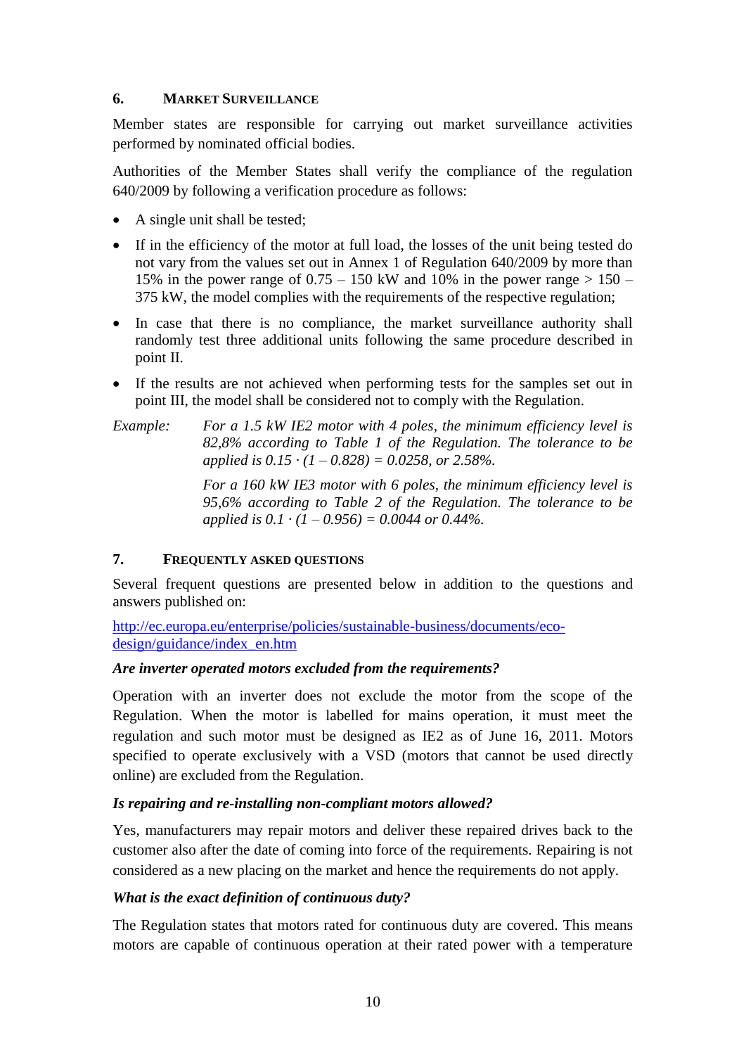## 6. MARKET SURVEILLANCE

Member states are responsible for carrying out market surveillance activities performed by nominated official bodies.

Authorities of the Member States shall verify the compliance of the regulation 640/2009 by following a verification procedure as follows:

- A single unit shall be tested;
- If in the efficiency of the motor at full load, the losses of the unit being tested do not vary from the values set out in Annex 1 of Regulation 640/2009 by more than 15% in the power range of 0.75 – 150 kW and 10% in the power range > 150 – 375 kW, the model complies with the requirements of the respective regulation;
- In case that there is no compliance, the market surveillance authority shall randomly test three additional units following the same procedure described in point II.
- If the results are not achieved when performing tests for the samples set out in point III, the model shall be considered not to comply with the Regulation.

*Example:* *For a 1.5 kW IE2 motor with 4 poles, the minimum efficiency level is 82,8% according to Table 1 of the Regulation. The tolerance to be applied is $0.15 \cdot (1 – 0.828) = 0.0258$, or 2.58%.*

*For a 160 kW IE3 motor with 6 poles, the minimum efficiency level is 95,6% according to Table 2 of the Regulation. The tolerance to be applied is $0.1 \cdot (1 – 0.956) = 0.0044$ or 0.44%.*

## 7. FREQUENTLY ASKED QUESTIONS

Several frequent questions are presented below in addition to the questions and answers published on:

http://ec.europa.eu/enterprise/policies/sustainable-business/documents/eco-design/guidance/index_en.htm

***Are inverter operated motors excluded from the requirements?***

Operation with an inverter does not exclude the motor from the scope of the Regulation. When the motor is labelled for mains operation, it must meet the regulation and such motor must be designed as IE2 as of June 16, 2011. Motors specified to operate exclusively with a VSD (motors that cannot be used directly online) are excluded from the Regulation.

***Is repairing and re-installing non-compliant motors allowed?***

Yes, manufacturers may repair motors and deliver these repaired drives back to the customer also after the date of coming into force of the requirements. Repairing is not considered as a new placing on the market and hence the requirements do not apply.

***What is the exact definition of continuous duty?***

The Regulation states that motors rated for continuous duty are covered. This means motors are capable of continuous operation at their rated power with a temperature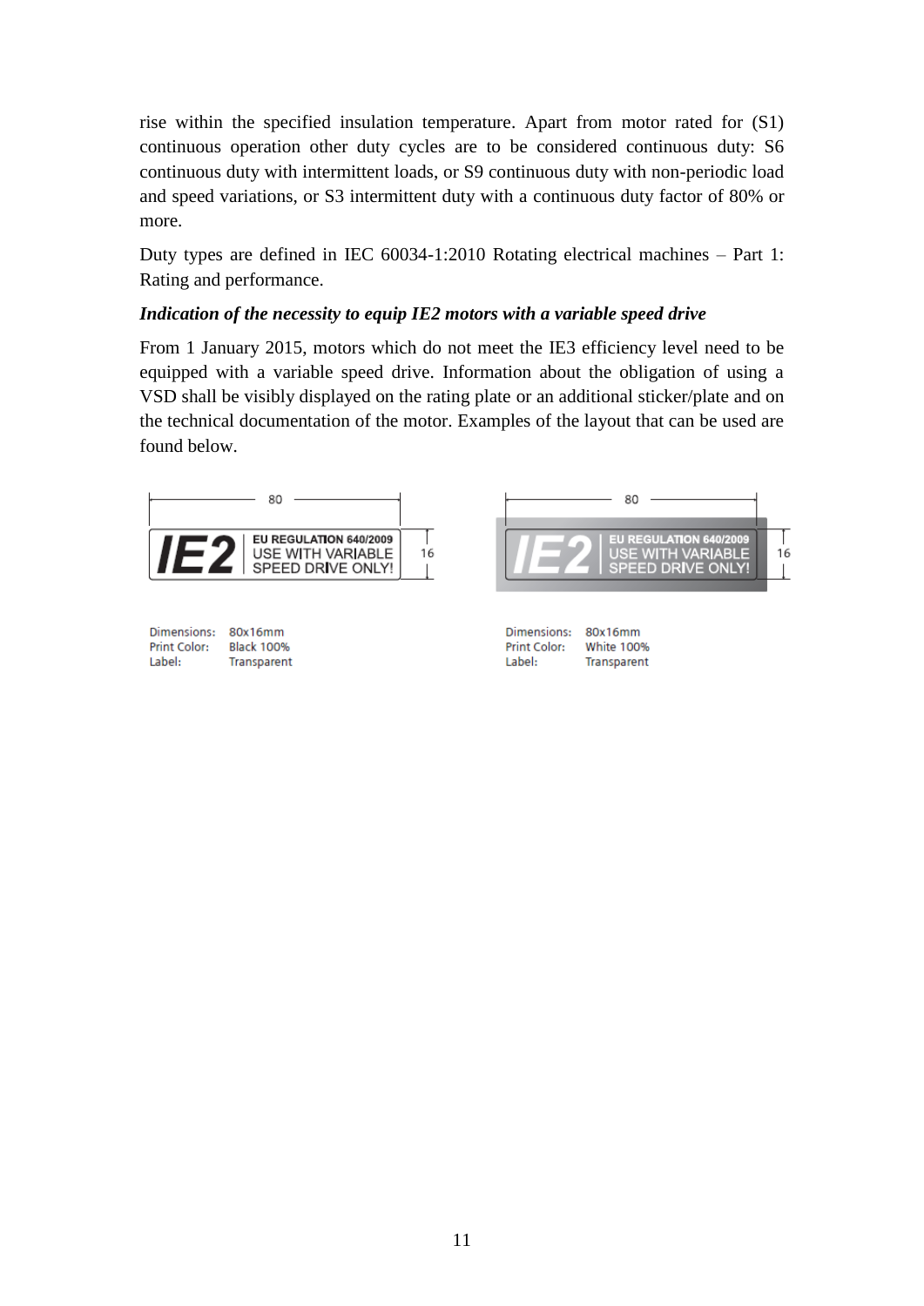rise within the specified insulation temperature. Apart from motor rated for (S1) continuous operation other duty cycles are to be considered continuous duty: S6 continuous duty with intermittent loads, or S9 continuous duty with non-periodic load and speed variations, or S3 intermittent duty with a continuous duty factor of 80% or more.

Duty types are defined in IEC 60034-1:2010 Rotating electrical machines – Part 1: Rating and performance.

***Indication of the necessity to equip IE2 motors with a variable speed drive***

From 1 January 2015, motors which do not meet the IE3 efficiency level need to be equipped with a variable speed drive. Information about the obligation of using a VSD shall be visibly displayed on the rating plate or an additional sticker/plate and on the technical documentation of the motor. Examples of the layout that can be used are found below.

80

IE2 | EU REGULATION 640/2009
USE WITH VARIABLE
SPEED DRIVE ONLY!

16

Dimensions: 80x16mm
Print Color: Black 100%
Label: Transparent

80

IE2 | EU REGULATION 640/2009
USE WITH VARIABLE
SPEED DRIVE ONLY!

16

Dimensions: 80x16mm
Print Color: White 100%
Label: Transparent